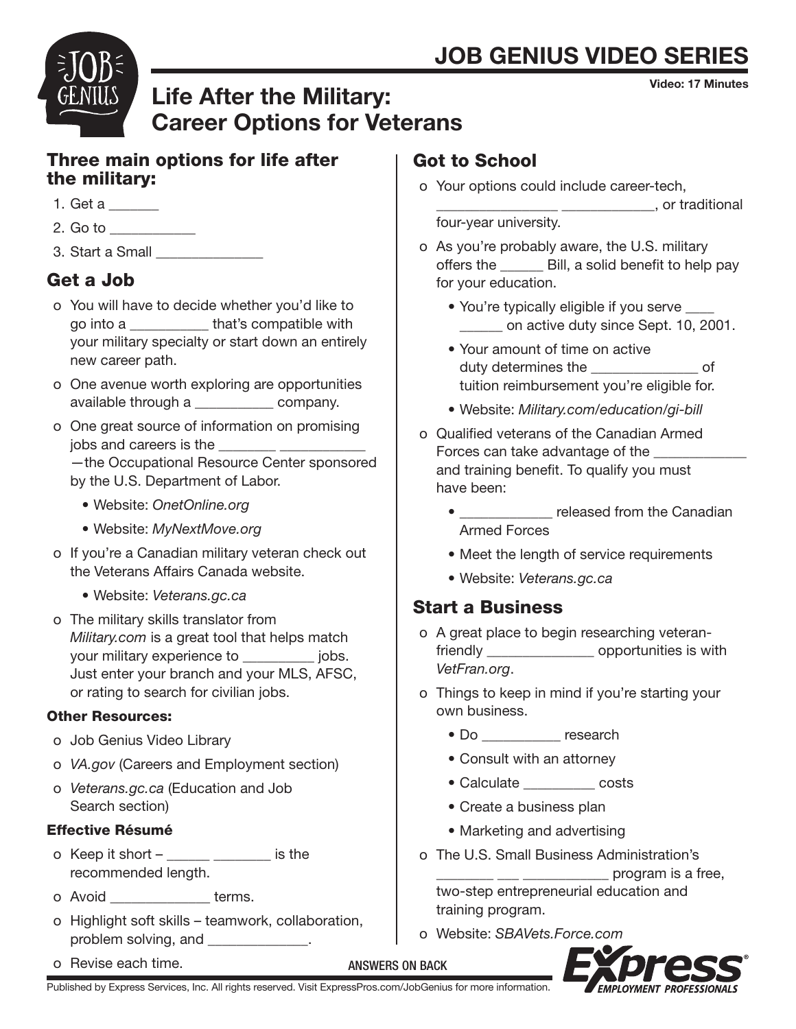# JOB GENIUS VIDEO SERIES

Video: 17 Minutes

## Life After the Military: Career Options for Veterans

### Three main options for life after the military:

1. Get a _______
2. Go to ___________
3. Start a Small ______________

### Get a Job

- o You will have to decide whether you'd like to go into a __________ that's compatible with your military specialty or start down an entirely new career path.
- o One avenue worth exploring are opportunities available through a __________ company.
- o One great source of information on promising jobs and careers is the ________ ___________ —the Occupational Resource Center sponsored by the U.S. Department of Labor.
  - Website: *OnetOnline.org*
  - Website: *MyNextMove.org*
- o If you're a Canadian military veteran check out the Veterans Affairs Canada website.
  - Website: *Veterans.gc.ca*
- o The military skills translator from *Military.com* is a great tool that helps match your military experience to _________ jobs. Just enter your branch and your MLS, AFSC, or rating to search for civilian jobs.

#### Other Resources:

- o Job Genius Video Library
- o *VA.gov* (Careers and Employment section)
- o *Veterans.gc.ca* (Education and Job Search section)

#### Effective Résumé

- o Keep it short – ______ ________ is the recommended length.
- o Avoid _____________ terms.
- o Highlight soft skills – teamwork, collaboration, problem solving, and _____________.
- o Revise each time.

### Got to School

- o Your options could include career-tech, ________________ ____________, or traditional four-year university.
- o As you're probably aware, the U.S. military offers the ______ Bill, a solid benefit to help pay for your education.
  - You're typically eligible if you serve ____ ______ on active duty since Sept. 10, 2001.
  - Your amount of time on active duty determines the ______________ of tuition reimbursement you're eligible for.
  - Website: *Military.com/education/gi-bill*
- o Qualified veterans of the Canadian Armed Forces can take advantage of the ____________ and training benefit. To qualify you must have been:
  - ____________ released from the Canadian Armed Forces
  - Meet the length of service requirements
  - Website: *Veterans.gc.ca*

### Start a Business

- o A great place to begin researching veteran-friendly ______________ opportunities is with *VetFran.org*.
- o Things to keep in mind if you're starting your own business.
  - Do __________ research
  - Consult with an attorney
  - Calculate _________ costs
  - Create a business plan
  - Marketing and advertising
- o The U.S. Small Business Administration's ________ ___ ___________ program is a free, two-step entrepreneurial education and training program.
- o Website: *SBAVets.Force.com*

ANSWERS ON BACK

Published by Express Services, Inc. All rights reserved. Visit ExpressPros.com/JobGenius for more information.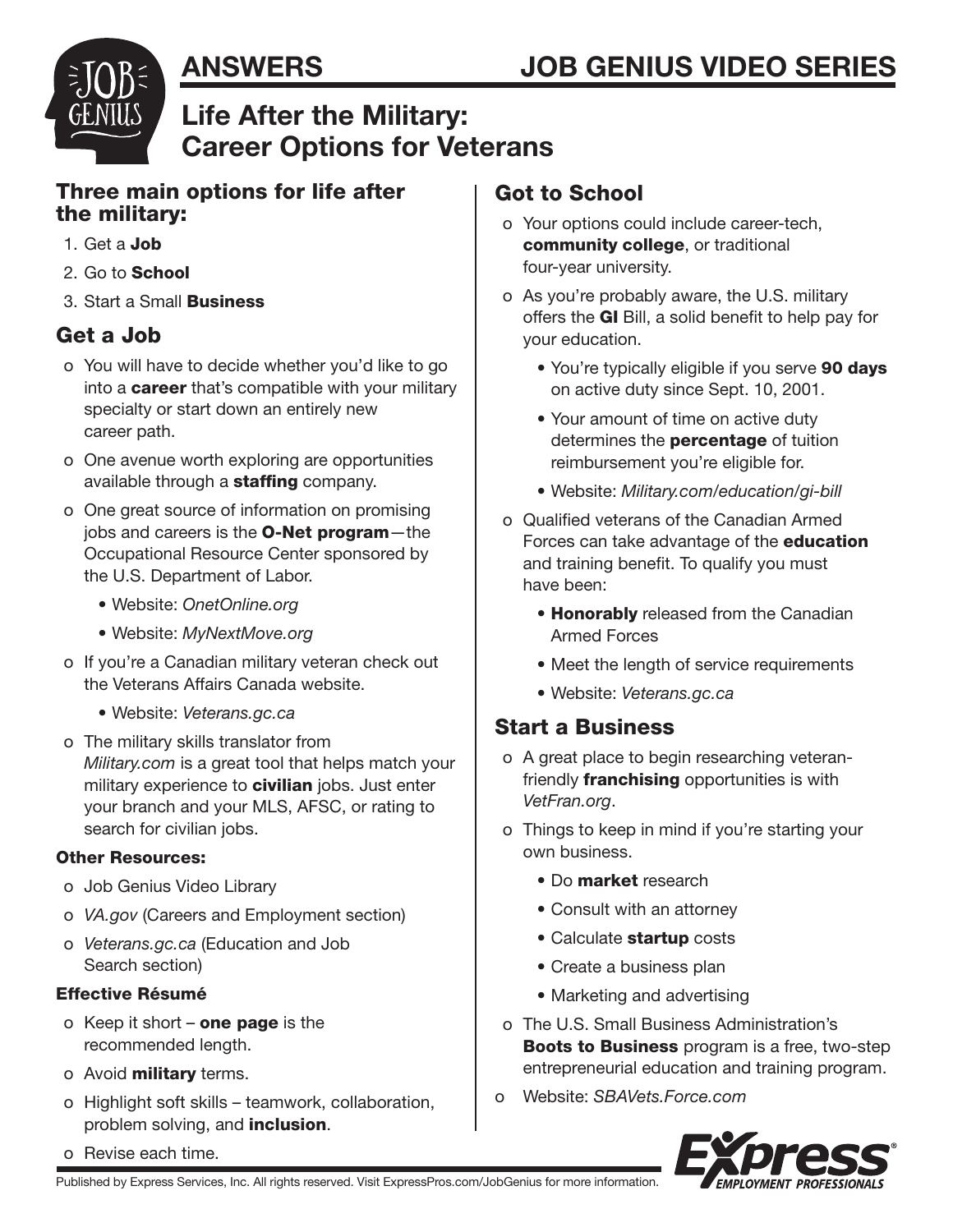# ANSWERS — JOB GENIUS VIDEO SERIES

## Life After the Military: Career Options for Veterans

### Three main options for life after the military:

1. Get a **Job**
2. Go to **School**
3. Start a Small **Business**

### Get a Job

- You will have to decide whether you'd like to go into a **career** that's compatible with your military specialty or start down an entirely new career path.
- One avenue worth exploring are opportunities available through a **staffing** company.
- One great source of information on promising jobs and careers is the **O-Net program**—the Occupational Resource Center sponsored by the U.S. Department of Labor.
  - Website: *OnetOnline.org*
  - Website: *MyNextMove.org*
- If you're a Canadian military veteran check out the Veterans Affairs Canada website.
  - Website: *Veterans.gc.ca*
- The military skills translator from *Military.com* is a great tool that helps match your military experience to **civilian** jobs. Just enter your branch and your MLS, AFSC, or rating to search for civilian jobs.

#### Other Resources:

- Job Genius Video Library
- *VA.gov* (Careers and Employment section)
- *Veterans.gc.ca* (Education and Job Search section)

#### Effective Résumé

- Keep it short – **one page** is the recommended length.
- Avoid **military** terms.
- Highlight soft skills – teamwork, collaboration, problem solving, and **inclusion**.
- Revise each time.

### Got to School

- Your options could include career-tech, **community college**, or traditional four-year university.
- As you're probably aware, the U.S. military offers the **GI** Bill, a solid benefit to help pay for your education.
  - You're typically eligible if you serve **90 days** on active duty since Sept. 10, 2001.
  - Your amount of time on active duty determines the **percentage** of tuition reimbursement you're eligible for.
  - Website: *Military.com/education/gi-bill*
- Qualified veterans of the Canadian Armed Forces can take advantage of the **education** and training benefit. To qualify you must have been:
  - **Honorably** released from the Canadian Armed Forces
  - Meet the length of service requirements
  - Website: *Veterans.gc.ca*

### Start a Business

- A great place to begin researching veteran-friendly **franchising** opportunities is with *VetFran.org*.
- Things to keep in mind if you're starting your own business.
  - Do **market** research
  - Consult with an attorney
  - Calculate **startup** costs
  - Create a business plan
  - Marketing and advertising
- The U.S. Small Business Administration's **Boots to Business** program is a free, two-step entrepreneurial education and training program.
- Website: *SBAVets.Force.com*

Published by Express Services, Inc. All rights reserved. Visit ExpressPros.com/JobGenius for more information.